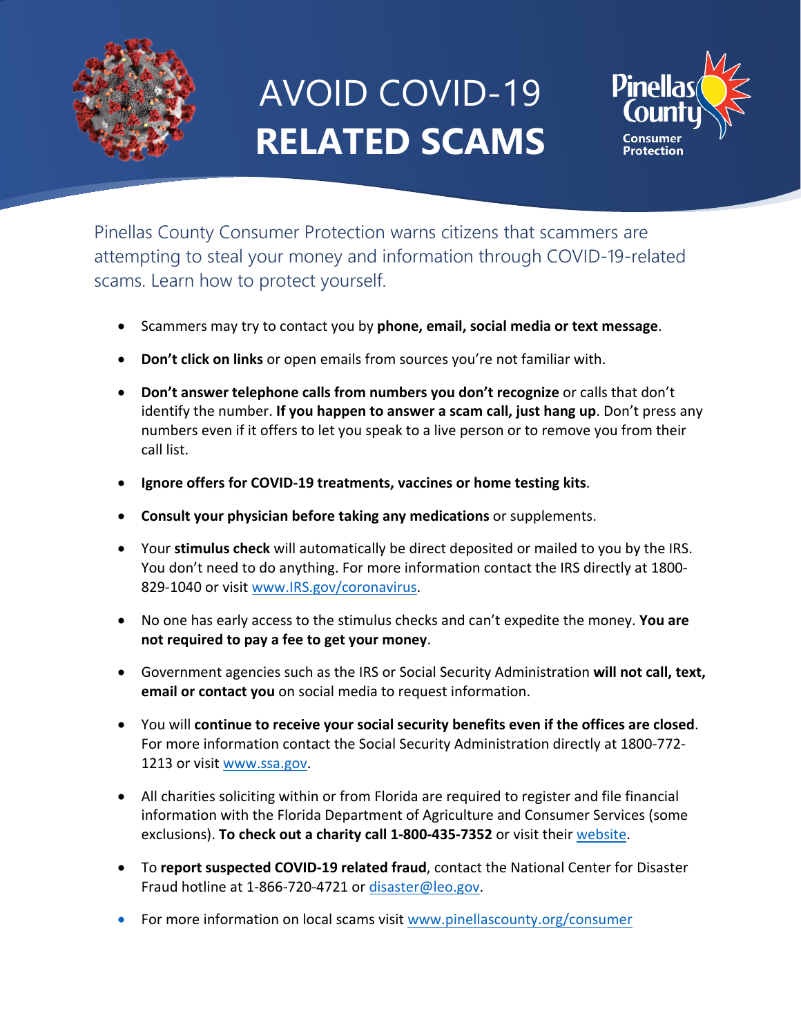# AVOID COVID-19 **RELATED SCAMS**

Pinellas County Consumer Protection

Pinellas County Consumer Protection warns citizens that scammers are attempting to steal your money and information through COVID-19-related scams. Learn how to protect yourself.

- Scammers may try to contact you by **phone, email, social media or text message**.
- **Don't click on links** or open emails from sources you're not familiar with.
- **Don't answer telephone calls from numbers you don't recognize** or calls that don't identify the number. **If you happen to answer a scam call, just hang up**. Don't press any numbers even if it offers to let you speak to a live person or to remove you from their call list.
- **Ignore offers for COVID-19 treatments, vaccines or home testing kits**.
- **Consult your physician before taking any medications** or supplements.
- Your **stimulus check** will automatically be direct deposited or mailed to you by the IRS. You don't need to do anything. For more information contact the IRS directly at 1800-829-1040 or visit [www.IRS.gov/coronavirus](http://www.IRS.gov/coronavirus).
- No one has early access to the stimulus checks and can't expedite the money. **You are not required to pay a fee to get your money**.
- Government agencies such as the IRS or Social Security Administration **will not call, text, email or contact you** on social media to request information.
- You will **continue to receive your social security benefits even if the offices are closed**. For more information contact the Social Security Administration directly at 1800-772-1213 or visit [www.ssa.gov](http://www.ssa.gov).
- All charities soliciting within or from Florida are required to register and file financial information with the Florida Department of Agriculture and Consumer Services (some exclusions). **To check out a charity call 1-800-435-7352** or visit their website.
- To **report suspected COVID-19 related fraud**, contact the National Center for Disaster Fraud hotline at 1-866-720-4721 or [disaster@leo.gov](mailto:disaster@leo.gov).
- For more information on local scams visit [www.pinellascounty.org/consumer](http://www.pinellascounty.org/consumer)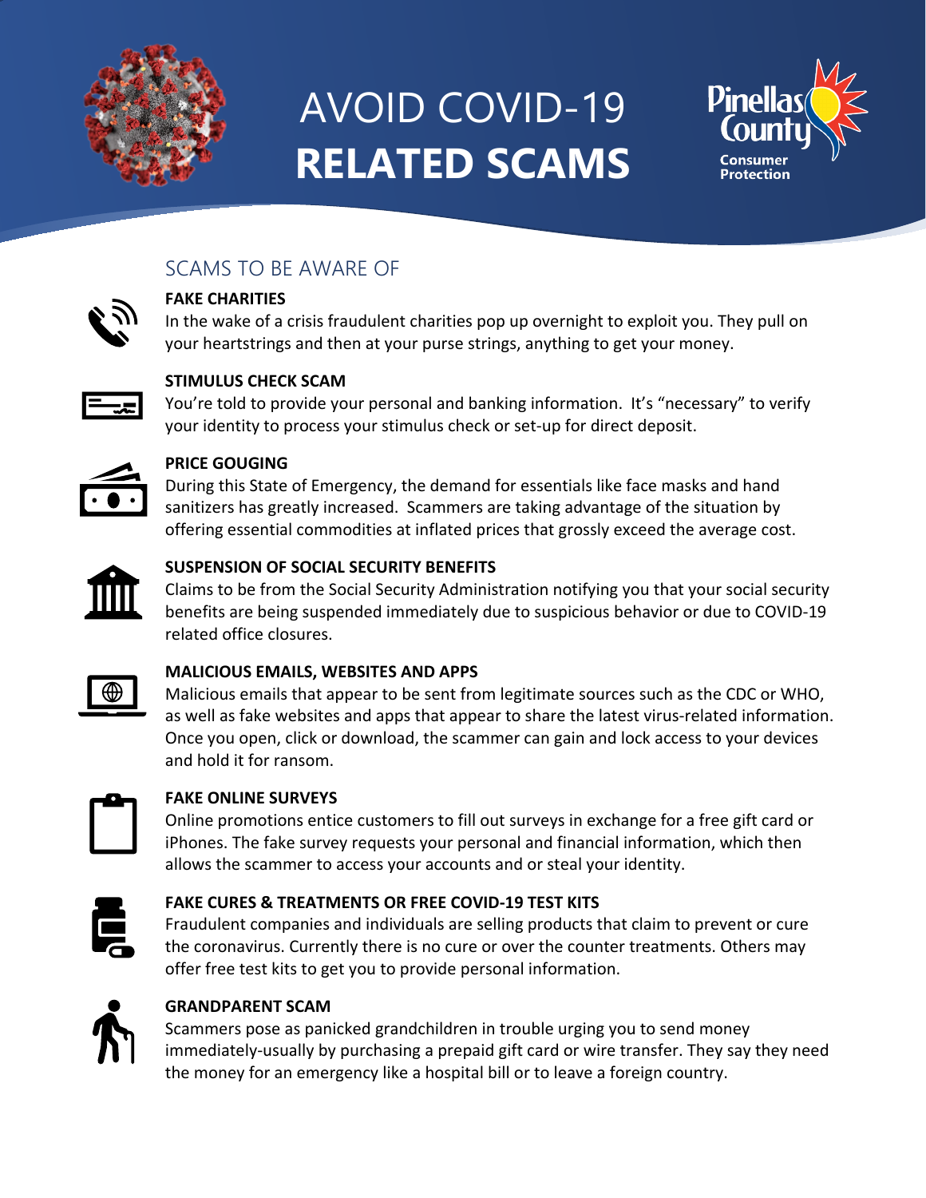# AVOID COVID-19 **RELATED SCAMS**

Pinellas County Consumer Protection

## SCAMS TO BE AWARE OF

**FAKE CHARITIES**

In the wake of a crisis fraudulent charities pop up overnight to exploit you. They pull on your heartstrings and then at your purse strings, anything to get your money.

**STIMULUS CHECK SCAM**

You're told to provide your personal and banking information. It's "necessary" to verify your identity to process your stimulus check or set-up for direct deposit.

**PRICE GOUGING**

During this State of Emergency, the demand for essentials like face masks and hand sanitizers has greatly increased. Scammers are taking advantage of the situation by offering essential commodities at inflated prices that grossly exceed the average cost.

**SUSPENSION OF SOCIAL SECURITY BENEFITS**

Claims to be from the Social Security Administration notifying you that your social security benefits are being suspended immediately due to suspicious behavior or due to COVID-19 related office closures.

**MALICIOUS EMAILS, WEBSITES AND APPS**

Malicious emails that appear to be sent from legitimate sources such as the CDC or WHO, as well as fake websites and apps that appear to share the latest virus-related information. Once you open, click or download, the scammer can gain and lock access to your devices and hold it for ransom.

**FAKE ONLINE SURVEYS**

Online promotions entice customers to fill out surveys in exchange for a free gift card or iPhones. The fake survey requests your personal and financial information, which then allows the scammer to access your accounts and or steal your identity.

**FAKE CURES & TREATMENTS OR FREE COVID-19 TEST KITS**

Fraudulent companies and individuals are selling products that claim to prevent or cure the coronavirus. Currently there is no cure or over the counter treatments. Others may offer free test kits to get you to provide personal information.

**GRANDPARENT SCAM**

Scammers pose as panicked grandchildren in trouble urging you to send money immediately-usually by purchasing a prepaid gift card or wire transfer. They say they need the money for an emergency like a hospital bill or to leave a foreign country.